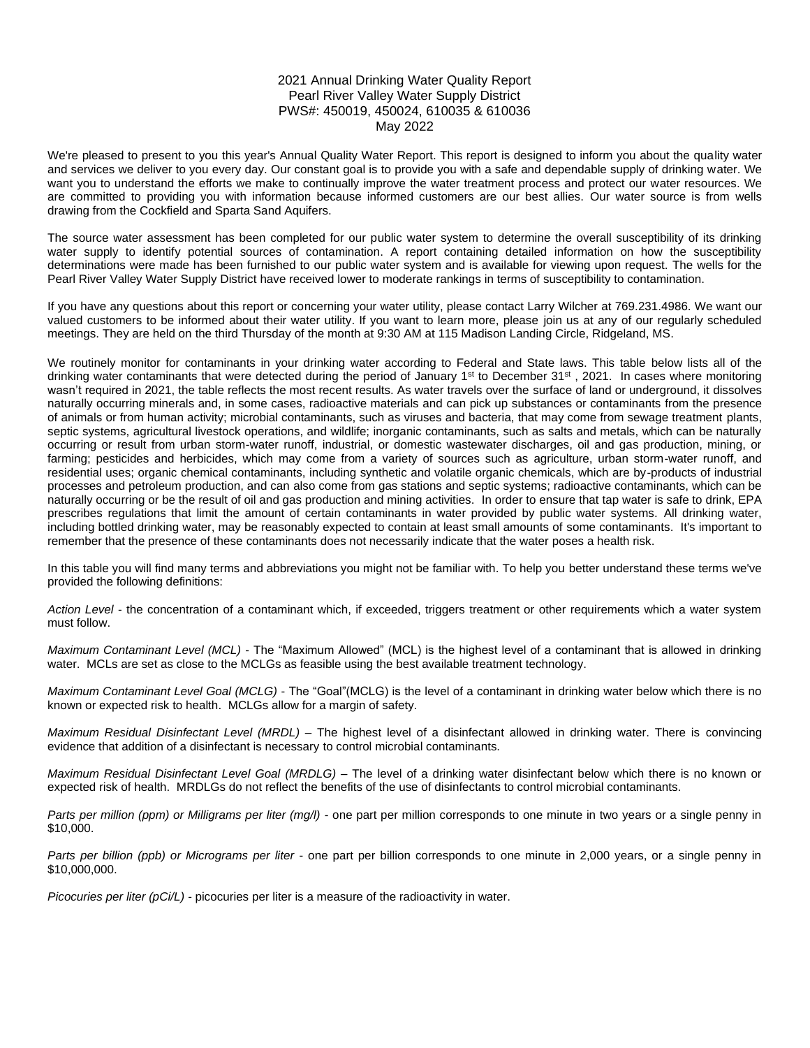# 2021 Annual Drinking Water Quality Report
## Pearl River Valley Water Supply District
## PWS#: 450019, 450024, 610035 & 610036
## May 2022

We're pleased to present to you this year's Annual Quality Water Report. This report is designed to inform you about the quality water and services we deliver to you every day. Our constant goal is to provide you with a safe and dependable supply of drinking water. We want you to understand the efforts we make to continually improve the water treatment process and protect our water resources. We are committed to providing you with information because informed customers are our best allies. Our water source is from wells drawing from the Cockfield and Sparta Sand Aquifers.

The source water assessment has been completed for our public water system to determine the overall susceptibility of its drinking water supply to identify potential sources of contamination. A report containing detailed information on how the susceptibility determinations were made has been furnished to our public water system and is available for viewing upon request. The wells for the Pearl River Valley Water Supply District have received lower to moderate rankings in terms of susceptibility to contamination.

If you have any questions about this report or concerning your water utility, please contact Larry Wilcher at 769.231.4986. We want our valued customers to be informed about their water utility. If you want to learn more, please join us at any of our regularly scheduled meetings. They are held on the third Thursday of the month at 9:30 AM at 115 Madison Landing Circle, Ridgeland, MS.

We routinely monitor for contaminants in your drinking water according to Federal and State laws. This table below lists all of the drinking water contaminants that were detected during the period of January 1st to December 31st , 2021. In cases where monitoring wasn't required in 2021, the table reflects the most recent results. As water travels over the surface of land or underground, it dissolves naturally occurring minerals and, in some cases, radioactive materials and can pick up substances or contaminants from the presence of animals or from human activity; microbial contaminants, such as viruses and bacteria, that may come from sewage treatment plants, septic systems, agricultural livestock operations, and wildlife; inorganic contaminants, such as salts and metals, which can be naturally occurring or result from urban storm-water runoff, industrial, or domestic wastewater discharges, oil and gas production, mining, or farming; pesticides and herbicides, which may come from a variety of sources such as agriculture, urban storm-water runoff, and residential uses; organic chemical contaminants, including synthetic and volatile organic chemicals, which are by-products of industrial processes and petroleum production, and can also come from gas stations and septic systems; radioactive contaminants, which can be naturally occurring or be the result of oil and gas production and mining activities. In order to ensure that tap water is safe to drink, EPA prescribes regulations that limit the amount of certain contaminants in water provided by public water systems. All drinking water, including bottled drinking water, may be reasonably expected to contain at least small amounts of some contaminants. It's important to remember that the presence of these contaminants does not necessarily indicate that the water poses a health risk.

In this table you will find many terms and abbreviations you might not be familiar with. To help you better understand these terms we've provided the following definitions:

*Action Level* - the concentration of a contaminant which, if exceeded, triggers treatment or other requirements which a water system must follow.

*Maximum Contaminant Level (MCL)* - The "Maximum Allowed" (MCL) is the highest level of a contaminant that is allowed in drinking water. MCLs are set as close to the MCLGs as feasible using the best available treatment technology.

*Maximum Contaminant Level Goal (MCLG)* - The "Goal"(MCLG) is the level of a contaminant in drinking water below which there is no known or expected risk to health. MCLGs allow for a margin of safety.

*Maximum Residual Disinfectant Level (MRDL)* – The highest level of a disinfectant allowed in drinking water. There is convincing evidence that addition of a disinfectant is necessary to control microbial contaminants.

*Maximum Residual Disinfectant Level Goal (MRDLG)* – The level of a drinking water disinfectant below which there is no known or expected risk of health. MRDLGs do not reflect the benefits of the use of disinfectants to control microbial contaminants.

*Parts per million (ppm) or Milligrams per liter (mg/l)* - one part per million corresponds to one minute in two years or a single penny in $10,000.

*Parts per billion (ppb) or Micrograms per liter* - one part per billion corresponds to one minute in 2,000 years, or a single penny in $10,000,000.

*Picocuries per liter (pCi/L)* - picocuries per liter is a measure of the radioactivity in water.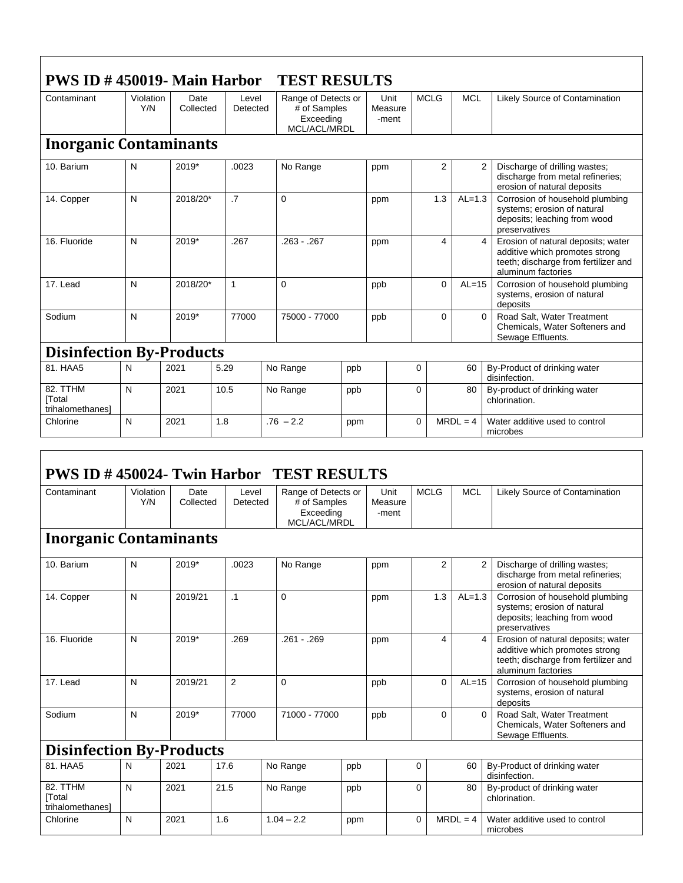## PWS ID # 450019- Main Harbor TEST RESULTS

| Contaminant | Violation Y/N | Date Collected | Level Detected | Range of Detects or # of Samples Exceeding MCL/ACL/MRDL | Unit Measure -ment | MCLG | MCL | Likely Source of Contamination |
|---|---|---|---|---|---|---|---|---|
| **Inorganic Contaminants** | | | | | | | | |
| 10. Barium | N | 2019* | .0023 | No Range | ppm | 2 | 2 | Discharge of drilling wastes; discharge from metal refineries; erosion of natural deposits |
| 14. Copper | N | 2018/20* | .7 | 0 | ppm | 1.3 | AL=1.3 | Corrosion of household plumbing systems; erosion of natural deposits; leaching from wood preservatives |
| 16. Fluoride | N | 2019* | .267 | .263 - .267 | ppm | 4 | 4 | Erosion of natural deposits; water additive which promotes strong teeth; discharge from fertilizer and aluminum factories |
| 17. Lead | N | 2018/20* | 1 | 0 | ppb | 0 | AL=15 | Corrosion of household plumbing systems, erosion of natural deposits |
| Sodium | N | 2019* | 77000 | 75000 - 77000 | ppb | 0 | 0 | Road Salt, Water Treatment Chemicals, Water Softeners and Sewage Effluents. |
| **Disinfection By-Products** | | | | | | | | |
| 81. HAA5 | N | 2021 | 5.29 | No Range | ppb | 0 | 60 | By-Product of drinking water disinfection. |
| 82. TTHM [Total trihalomethanes] | N | 2021 | 10.5 | No Range | ppb | 0 | 80 | By-product of drinking water chlorination. |
| Chlorine | N | 2021 | 1.8 | .76 – 2.2 | ppm | 0 | MRDL = 4 | Water additive used to control microbes |

## PWS ID # 450024- Twin Harbor TEST RESULTS

| Contaminant | Violation Y/N | Date Collected | Level Detected | Range of Detects or # of Samples Exceeding MCL/ACL/MRDL | Unit Measure -ment | MCLG | MCL | Likely Source of Contamination |
|---|---|---|---|---|---|---|---|---|
| **Inorganic Contaminants** | | | | | | | | |
| 10. Barium | N | 2019* | .0023 | No Range | ppm | 2 | 2 | Discharge of drilling wastes; discharge from metal refineries; erosion of natural deposits |
| 14. Copper | N | 2019/21 | .1 | 0 | ppm | 1.3 | AL=1.3 | Corrosion of household plumbing systems; erosion of natural deposits; leaching from wood preservatives |
| 16. Fluoride | N | 2019* | .269 | .261 - .269 | ppm | 4 | 4 | Erosion of natural deposits; water additive which promotes strong teeth; discharge from fertilizer and aluminum factories |
| 17. Lead | N | 2019/21 | 2 | 0 | ppb | 0 | AL=15 | Corrosion of household plumbing systems, erosion of natural deposits |
| Sodium | N | 2019* | 77000 | 71000 - 77000 | ppb | 0 | 0 | Road Salt, Water Treatment Chemicals, Water Softeners and Sewage Effluents. |
| **Disinfection By-Products** | | | | | | | | |
| 81. HAA5 | N | 2021 | 17.6 | No Range | ppb | 0 | 60 | By-Product of drinking water disinfection. |
| 82. TTHM [Total trihalomethanes] | N | 2021 | 21.5 | No Range | ppb | 0 | 80 | By-product of drinking water chlorination. |
| Chlorine | N | 2021 | 1.6 | 1.04 – 2.2 | ppm | 0 | MRDL = 4 | Water additive used to control microbes |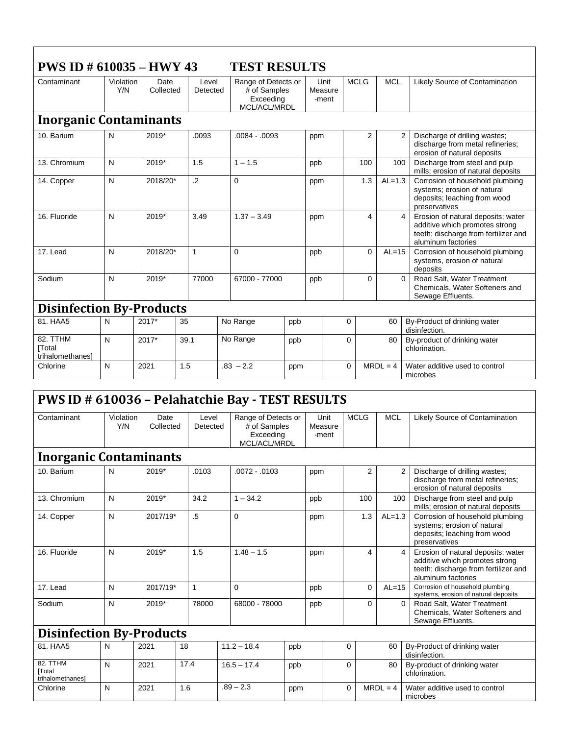## PWS ID # 610035 – HWY 43 TEST RESULTS

| Contaminant | Violation Y/N | Date Collected | Level Detected | Range of Detects or # of Samples Exceeding MCL/ACL/MRDL | Unit Measure -ment | MCLG | MCL | Likely Source of Contamination |
|---|---|---|---|---|---|---|---|---|
| **Inorganic Contaminants** | | | | | | | | |
| 10. Barium | N | 2019* | .0093 | .0084 - .0093 | ppm | 2 | 2 | Discharge of drilling wastes; discharge from metal refineries; erosion of natural deposits |
| 13. Chromium | N | 2019* | 1.5 | 1 – 1.5 | ppb | 100 | 100 | Discharge from steel and pulp mills; erosion of natural deposits |
| 14. Copper | N | 2018/20* | .2 | 0 | ppm | 1.3 | AL=1.3 | Corrosion of household plumbing systems; erosion of natural deposits; leaching from wood preservatives |
| 16. Fluoride | N | 2019* | 3.49 | 1.37 – 3.49 | ppm | 4 | 4 | Erosion of natural deposits; water additive which promotes strong teeth; discharge from fertilizer and aluminum factories |
| 17. Lead | N | 2018/20* | 1 | 0 | ppb | 0 | AL=15 | Corrosion of household plumbing systems, erosion of natural deposits |
| Sodium | N | 2019* | 77000 | 67000 - 77000 | ppb | 0 | 0 | Road Salt, Water Treatment Chemicals, Water Softeners and Sewage Effluents. |
| **Disinfection By-Products** | | | | | | | | |
| 81. HAA5 | N | 2017* | 35 | No Range | ppb | 0 | 60 | By-Product of drinking water disinfection. |
| 82. TTHM [Total trihalomethanes] | N | 2017* | 39.1 | No Range | ppb | 0 | 80 | By-product of drinking water chlorination. |
| Chlorine | N | 2021 | 1.5 | .83 – 2.2 | ppm | 0 | MRDL = 4 | Water additive used to control microbes |

## PWS ID # 610036 – Pelahatchie Bay - TEST RESULTS

| Contaminant | Violation Y/N | Date Collected | Level Detected | Range of Detects or # of Samples Exceeding MCL/ACL/MRDL | Unit Measure -ment | MCLG | MCL | Likely Source of Contamination |
|---|---|---|---|---|---|---|---|---|
| **Inorganic Contaminants** | | | | | | | | |
| 10. Barium | N | 2019* | .0103 | .0072 - .0103 | ppm | 2 | 2 | Discharge of drilling wastes; discharge from metal refineries; erosion of natural deposits |
| 13. Chromium | N | 2019* | 34.2 | 1 – 34.2 | ppb | 100 | 100 | Discharge from steel and pulp mills; erosion of natural deposits |
| 14. Copper | N | 2017/19* | .5 | 0 | ppm | 1.3 | AL=1.3 | Corrosion of household plumbing systems; erosion of natural deposits; leaching from wood preservatives |
| 16. Fluoride | N | 2019* | 1.5 | 1.48 – 1.5 | ppm | 4 | 4 | Erosion of natural deposits; water additive which promotes strong teeth; discharge from fertilizer and aluminum factories |
| 17. Lead | N | 2017/19* | 1 | 0 | ppb | 0 | AL=15 | Corrosion of household plumbing systems, erosion of natural deposits |
| Sodium | N | 2019* | 78000 | 68000 - 78000 | ppb | 0 | 0 | Road Salt, Water Treatment Chemicals, Water Softeners and Sewage Effluents. |
| **Disinfection By-Products** | | | | | | | | |
| 81. HAA5 | N | 2021 | 18 | 11.2 – 18.4 | ppb | 0 | 60 | By-Product of drinking water disinfection. |
| 82. TTHM [Total trihalomethanes] | N | 2021 | 17.4 | 16.5 – 17.4 | ppb | 0 | 80 | By-product of drinking water chlorination. |
| Chlorine | N | 2021 | 1.6 | .89 – 2.3 | ppm | 0 | MRDL = 4 | Water additive used to control microbes |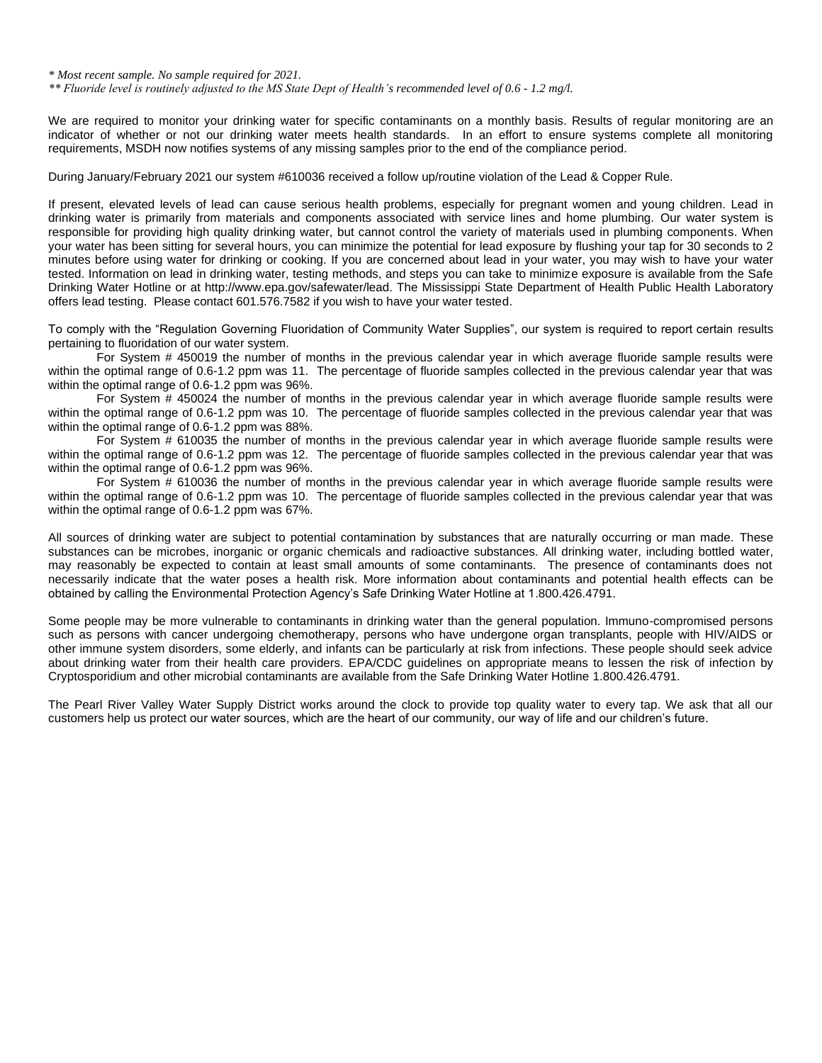*\* Most recent sample. No sample required for 2021.*
*\*\* Fluoride level is routinely adjusted to the MS State Dept of Health's recommended level of 0.6 - 1.2 mg/l.*

We are required to monitor your drinking water for specific contaminants on a monthly basis. Results of regular monitoring are an indicator of whether or not our drinking water meets health standards. In an effort to ensure systems complete all monitoring requirements, MSDH now notifies systems of any missing samples prior to the end of the compliance period.

During January/February 2021 our system #610036 received a follow up/routine violation of the Lead & Copper Rule.

If present, elevated levels of lead can cause serious health problems, especially for pregnant women and young children. Lead in drinking water is primarily from materials and components associated with service lines and home plumbing. Our water system is responsible for providing high quality drinking water, but cannot control the variety of materials used in plumbing components. When your water has been sitting for several hours, you can minimize the potential for lead exposure by flushing your tap for 30 seconds to 2 minutes before using water for drinking or cooking. If you are concerned about lead in your water, you may wish to have your water tested. Information on lead in drinking water, testing methods, and steps you can take to minimize exposure is available from the Safe Drinking Water Hotline or at http://www.epa.gov/safewater/lead. The Mississippi State Department of Health Public Health Laboratory offers lead testing. Please contact 601.576.7582 if you wish to have your water tested.

To comply with the "Regulation Governing Fluoridation of Community Water Supplies", our system is required to report certain results pertaining to fluoridation of our water system.

For System # 450019 the number of months in the previous calendar year in which average fluoride sample results were within the optimal range of 0.6-1.2 ppm was 11. The percentage of fluoride samples collected in the previous calendar year that was within the optimal range of 0.6-1.2 ppm was 96%.

For System # 450024 the number of months in the previous calendar year in which average fluoride sample results were within the optimal range of 0.6-1.2 ppm was 10. The percentage of fluoride samples collected in the previous calendar year that was within the optimal range of 0.6-1.2 ppm was 88%.

For System # 610035 the number of months in the previous calendar year in which average fluoride sample results were within the optimal range of 0.6-1.2 ppm was 12. The percentage of fluoride samples collected in the previous calendar year that was within the optimal range of 0.6-1.2 ppm was 96%.

For System # 610036 the number of months in the previous calendar year in which average fluoride sample results were within the optimal range of 0.6-1.2 ppm was 10. The percentage of fluoride samples collected in the previous calendar year that was within the optimal range of 0.6-1.2 ppm was 67%.

All sources of drinking water are subject to potential contamination by substances that are naturally occurring or man made. These substances can be microbes, inorganic or organic chemicals and radioactive substances. All drinking water, including bottled water, may reasonably be expected to contain at least small amounts of some contaminants. The presence of contaminants does not necessarily indicate that the water poses a health risk. More information about contaminants and potential health effects can be obtained by calling the Environmental Protection Agency's Safe Drinking Water Hotline at 1.800.426.4791.

Some people may be more vulnerable to contaminants in drinking water than the general population. Immuno-compromised persons such as persons with cancer undergoing chemotherapy, persons who have undergone organ transplants, people with HIV/AIDS or other immune system disorders, some elderly, and infants can be particularly at risk from infections. These people should seek advice about drinking water from their health care providers. EPA/CDC guidelines on appropriate means to lessen the risk of infection by Cryptosporidium and other microbial contaminants are available from the Safe Drinking Water Hotline 1.800.426.4791.

The Pearl River Valley Water Supply District works around the clock to provide top quality water to every tap. We ask that all our customers help us protect our water sources, which are the heart of our community, our way of life and our children's future.